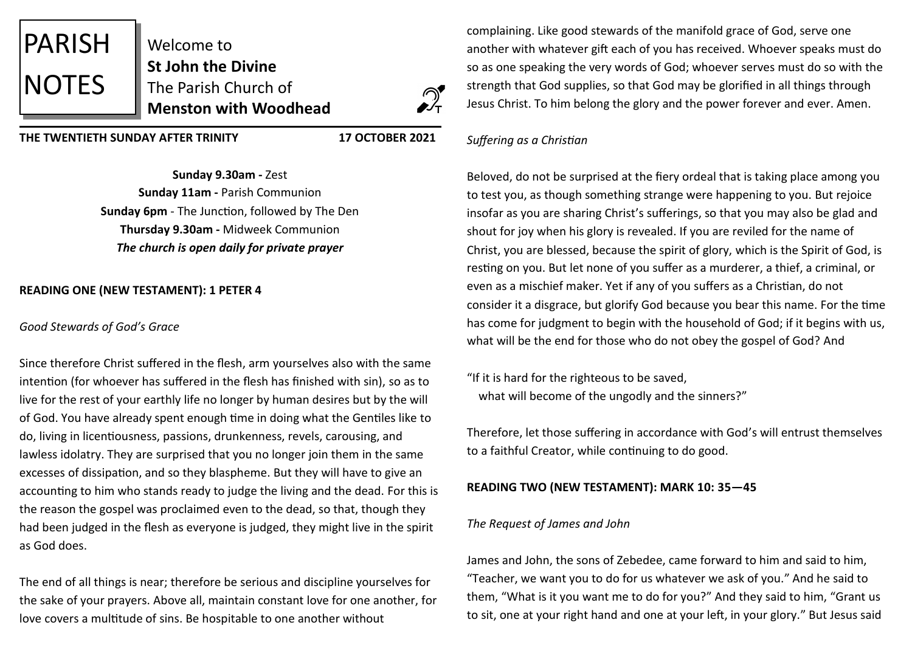# PARISH NOTES

Welcome to
**St John the Divine**
The Parish Church of
**Menston with Woodhead**

**THE TWENTIETH SUNDAY AFTER TRINITY** **17 OCTOBER 2021**

**Sunday 9.30am -** Zest
**Sunday 11am -** Parish Communion
**Sunday 6pm** - The Junction, followed by The Den
**Thursday 9.30am -** Midweek Communion
***The church is open daily for private prayer***

**READING ONE (NEW TESTAMENT): 1 PETER 4**

*Good Stewards of God's Grace*

Since therefore Christ suffered in the flesh, arm yourselves also with the same intention (for whoever has suffered in the flesh has finished with sin), so as to live for the rest of your earthly life no longer by human desires but by the will of God. You have already spent enough time in doing what the Gentiles like to do, living in licentiousness, passions, drunkenness, revels, carousing, and lawless idolatry. They are surprised that you no longer join them in the same excesses of dissipation, and so they blaspheme. But they will have to give an accounting to him who stands ready to judge the living and the dead. For this is the reason the gospel was proclaimed even to the dead, so that, though they had been judged in the flesh as everyone is judged, they might live in the spirit as God does.

The end of all things is near; therefore be serious and discipline yourselves for the sake of your prayers. Above all, maintain constant love for one another, for love covers a multitude of sins. Be hospitable to one another without complaining. Like good stewards of the manifold grace of God, serve one another with whatever gift each of you has received. Whoever speaks must do so as one speaking the very words of God; whoever serves must do so with the strength that God supplies, so that God may be glorified in all things through Jesus Christ. To him belong the glory and the power forever and ever. Amen.

*Suffering as a Christian*

Beloved, do not be surprised at the fiery ordeal that is taking place among you to test you, as though something strange were happening to you. But rejoice insofar as you are sharing Christ's sufferings, so that you may also be glad and shout for joy when his glory is revealed. If you are reviled for the name of Christ, you are blessed, because the spirit of glory, which is the Spirit of God, is resting on you. But let none of you suffer as a murderer, a thief, a criminal, or even as a mischief maker. Yet if any of you suffers as a Christian, do not consider it a disgrace, but glorify God because you bear this name. For the time has come for judgment to begin with the household of God; if it begins with us, what will be the end for those who do not obey the gospel of God? And

"If it is hard for the righteous to be saved,
what will become of the ungodly and the sinners?"

Therefore, let those suffering in accordance with God's will entrust themselves to a faithful Creator, while continuing to do good.

**READING TWO (NEW TESTAMENT): MARK 10: 35—45**

*The Request of James and John*

James and John, the sons of Zebedee, came forward to him and said to him, "Teacher, we want you to do for us whatever we ask of you." And he said to them, "What is it you want me to do for you?" And they said to him, "Grant us to sit, one at your right hand and one at your left, in your glory." But Jesus said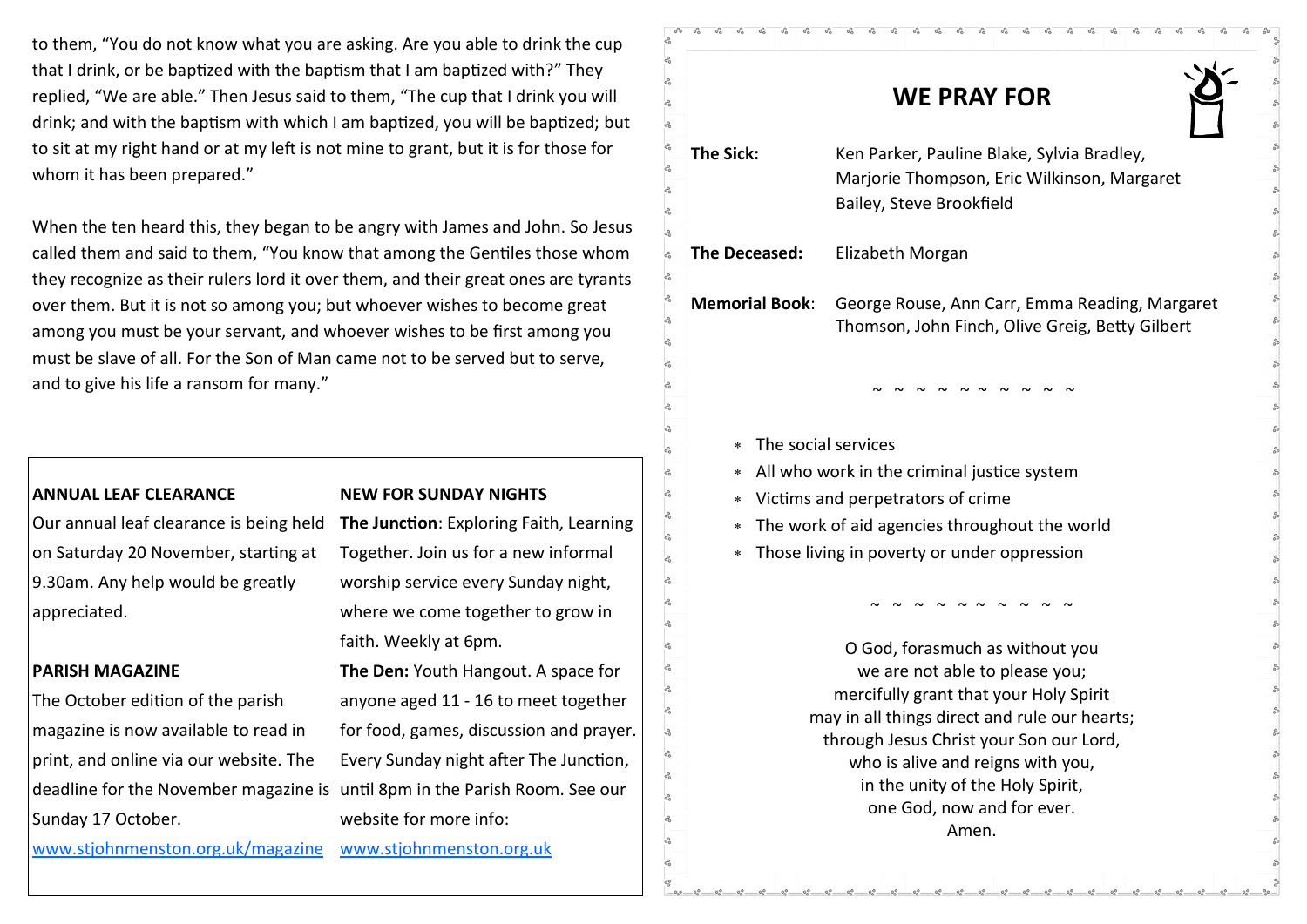to them, "You do not know what you are asking. Are you able to drink the cup that I drink, or be baptized with the baptism that I am baptized with?" They replied, "We are able." Then Jesus said to them, "The cup that I drink you will drink; and with the baptism with which I am baptized, you will be baptized; but to sit at my right hand or at my left is not mine to grant, but it is for those for whom it has been prepared."

When the ten heard this, they began to be angry with James and John. So Jesus called them and said to them, "You know that among the Gentiles those whom they recognize as their rulers lord it over them, and their great ones are tyrants over them. But it is not so among you; but whoever wishes to become great among you must be your servant, and whoever wishes to be first among you must be slave of all. For the Son of Man came not to be served but to serve, and to give his life a ransom for many."

**ANNUAL LEAF CLEARANCE**

Our annual leaf clearance is being held on Saturday 20 November, starting at 9.30am. Any help would be greatly appreciated.

**PARISH MAGAZINE**

The October edition of the parish magazine is now available to read in print, and online via our website. The deadline for the November magazine is Sunday 17 October.

www.stjohnmenston.org.uk/magazine

**NEW FOR SUNDAY NIGHTS**

**The Junction**: Exploring Faith, Learning Together. Join us for a new informal worship service every Sunday night, where we come together to grow in faith. Weekly at 6pm.

**The Den:** Youth Hangout. A space for anyone aged 11 - 16 to meet together for food, games, discussion and prayer. Every Sunday night after The Junction, until 8pm in the Parish Room. See our website for more info:

www.stjohnmenston.org.uk

## WE PRAY FOR

**The Sick:** Ken Parker, Pauline Blake, Sylvia Bradley, Marjorie Thompson, Eric Wilkinson, Margaret Bailey, Steve Brookfield

**The Deceased:** Elizabeth Morgan

**Memorial Book**: George Rouse, Ann Carr, Emma Reading, Margaret Thomson, John Finch, Olive Greig, Betty Gilbert

~ ~ ~ ~ ~ ~ ~ ~ ~ ~

- The social services
- All who work in the criminal justice system
- Victims and perpetrators of crime
- The work of aid agencies throughout the world
- Those living in poverty or under oppression

~ ~ ~ ~ ~ ~ ~ ~ ~ ~

O God, forasmuch as without you
we are not able to please you;
mercifully grant that your Holy Spirit
may in all things direct and rule our hearts;
through Jesus Christ your Son our Lord,
who is alive and reigns with you,
in the unity of the Holy Spirit,
one God, now and for ever.
Amen.